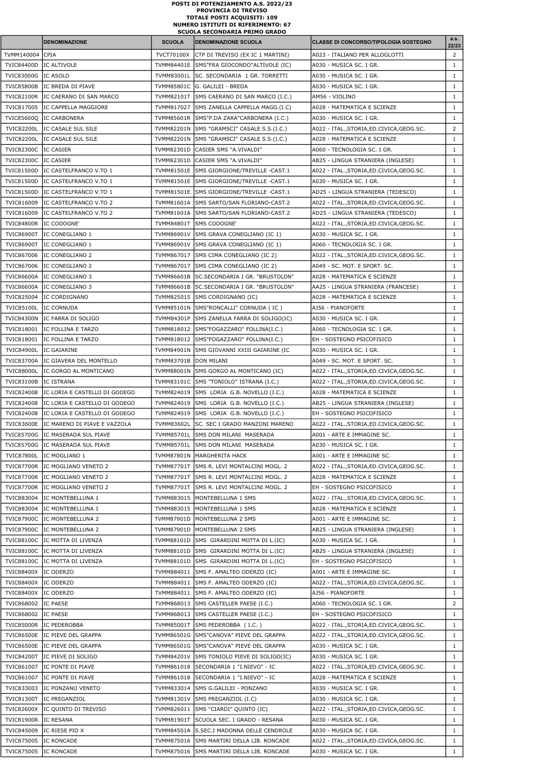**POSTI DI POTENZIAMENTO A.S. 2022/23**
**PROVINCIA DI TREVISO**
**TOTALE POSTI ACQUISITI: 109**
**NUMERO ISTITUTI DI RIFERIMENTO: 67**
**SCUOLA SECONDARIA PRIMO GRADO**

| | DENOMINAZIONE | SCUOLA | DENOMINAZIONE SCUOLA | CLASSE DI CONCORSO/TIPOLOGIA SOSTEGNO | a.s. 22/23 |
|---|---|---|---|---|---|
| TVMM140004 | CPIA | TVCT70100X | CTP DI TREVISO (EX IC 1 MARTINI) | A023 - ITALIANO PER ALLOGLOTTI | 2 |
| TVIC84400D | IC ALTIVOLE | TVMM84401E | SMS"FRA GIOCONDO"ALTIVOLE (IC) | A030 - MUSICA SC. I GR. | 1 |
| TVIC83000G | IC ASOLO | TVMM83001L | SC. SECONDARIA 1 GR. TORRETTI | A030 - MUSICA SC. I GR. | 1 |
| TVIC85800B | IC BREDA DI PIAVE | TVMM85801C | G. GALILEI - BREDA | A030 - MUSICA SC. I GR. | 1 |
| TVIC82100R | IC CAERANO DI SAN MARCO | TVMM82101T | SMS CAERANO DI SAN MARCO (I.C.) | AM56 - VIOLINO | 1 |
| TVIC817005 | IC CAPPELLA MAGGIORE | TVMM817027 | SMS ZANELLA CAPPELLA MAGG.(I.C) | A028 - MATEMATICA E SCIENZE | 1 |
| TVIC85600Q | IC CARBONERA | TVMM85601R | SMS"P.DA ZARA"CARBONERA (I.C.) | A030 - MUSICA SC. I GR. | 1 |
| TVIC82200L | IC CASALE SUL SILE | TVMM82201N | SMS "GRAMSCI" CASALE S.S.(I.C.) | A022 - ITAL.,STORIA,ED.CIVICA,GEOG.SC. | 2 |
| TVIC82200L | IC CASALE SUL SILE | TVMM82201N | SMS "GRAMSCI" CASALE S.S.(I.C.) | A028 - MATEMATICA E SCIENZE | 1 |
| TVIC82300C | IC CASIER | TVMM82301D | CASIER SMS "A.VIVALDI" | A060 - TECNOLOGIA SC. I GR. | 1 |
| TVIC82300C | IC CASIER | TVMM82301D | CASIER SMS "A.VIVALDI" | AB25 - LINGUA STRANIERA (INGLESE) | 1 |
| TVIC81500D | IC CASTELFRANCO V.TO 1 | TVMM81501E | SMS GIORGIONE/TREVILLE -CAST.1 | A022 - ITAL.,STORIA,ED.CIVICA,GEOG.SC. | 1 |
| TVIC81500D | IC CASTELFRANCO V.TO 1 | TVMM81501E | SMS GIORGIONE/TREVILLE -CAST.1 | A030 - MUSICA SC. I GR. | 1 |
| TVIC81500D | IC CASTELFRANCO V.TO 1 | TVMM81501E | SMS GIORGIONE/TREVILLE -CAST.1 | AD25 - LINGUA STRANIERA (TEDESCO) | 1 |
| TVIC816009 | IC CASTELFRANCO V.TO 2 | TVMM81601A | SMS SARTO/SAN FLORIANO-CAST.2 | A022 - ITAL.,STORIA,ED.CIVICA,GEOG.SC. | 1 |
| TVIC816009 | IC CASTELFRANCO V.TO 2 | TVMM81601A | SMS SARTO/SAN FLORIANO-CAST.2 | AD25 - LINGUA STRANIERA (TEDESCO) | 1 |
| TVIC84800R | IC CODOGNE' | TVMM84801T | SMS CODOGNE' | A022 - ITAL.,STORIA,ED.CIVICA,GEOG.SC. | 1 |
| TVIC86900T | IC CONEGLIANO 1 | TVMM86901V | SMS GRAVA CONEGLIANO (IC 1) | A030 - MUSICA SC. I GR. | 1 |
| TVIC86900T | IC CONEGLIANO 1 | TVMM86901V | SMS GRAVA CONEGLIANO (IC 1) | A060 - TECNOLOGIA SC. I GR. | 1 |
| TVIC867006 | IC CONEGLIANO 2 | TVMM867017 | SMS CIMA CONEGLIANO (IC 2) | A022 - ITAL.,STORIA,ED.CIVICA,GEOG.SC. | 1 |
| TVIC867006 | IC CONEGLIANO 2 | TVMM867017 | SMS CIMA CONEGLIANO (IC 2) | A049 - SC. MOT. E SPORT. SC. | 1 |
| TVIC86600A | IC CONEGLIANO 3 | TVMM86601B | SC.SECONDARIA I GR. "BRUSTOLON" | A028 - MATEMATICA E SCIENZE | 1 |
| TVIC86600A | IC CONEGLIANO 3 | TVMM86601B | SC.SECONDARIA I GR. "BRUSTOLON" | AA25 - LINGUA STRANIERA (FRANCESE) | 1 |
| TVIC825004 | IC CORDIGNANO | TVMM825015 | SMS CORDIGNANO (IC) | A028 - MATEMATICA E SCIENZE | 1 |
| TVIC85100L | IC CORNUDA | TVMM85101N | SMS"RONCALLI" CORNUDA ( IC ) | AJ56 - PIANOFORTE | 1 |
| TVIC84300N | IC FARRA DI SOLIGO | TVMM84301P | SMS ZANELLA FARRA DI SOLIGO(IC) | A030 - MUSICA SC. I GR. | 1 |
| TVIC818001 | IC FOLLINA E TARZO | TVMM818012 | SMS"FOGAZZARO" FOLLINA(I.C.) | A060 - TECNOLOGIA SC. I GR. | 1 |
| TVIC818001 | IC FOLLINA E TARZO | TVMM818012 | SMS"FOGAZZARO" FOLLINA(I.C.) | EH - SOSTEGNO PSICOFISICO | 1 |
| TVIC84900L | IC GAIARINE | TVMM84901N | SMS GIOVANNI XXIII GAIARINE (IC | A030 - MUSICA SC. I GR. | 1 |
| TVIC83700A | IC GIAVERA DEL MONTELLO | TVMM83701B | DON MILANI | A049 - SC. MOT. E SPORT. SC. | 1 |
| TVIC88000L | IC GORGO AL MONTICANO | TVMM88001N | SMS GORGO AL MONTICANO (IC) | A022 - ITAL.,STORIA,ED.CIVICA,GEOG.SC. | 1 |
| TVIC83100B | IC ISTRANA | TVMM83101C | SMS "TONIOLO" ISTRANA (I.C.) | A022 - ITAL.,STORIA,ED.CIVICA,GEOG.SC. | 1 |
| TVIC824008 | IC LORIA E CASTELLO DI GODEGO | TVMM824019 | SMS LORIA G.B. NOVELLO (I.C.) | A028 - MATEMATICA E SCIENZE | 1 |
| TVIC824008 | IC LORIA E CASTELLO DI GODEGO | TVMM824019 | SMS LORIA G.B. NOVELLO (I.C.) | AB25 - LINGUA STRANIERA (INGLESE) | 1 |
| TVIC824008 | IC LORIA E CASTELLO DI GODEGO | TVMM824019 | SMS LORIA G.B. NOVELLO (I.C.) | EH - SOSTEGNO PSICOFISICO | 1 |
| TVIC83600E | IC MARENO DI PIAVE E VAZZOLA | TVMM83602L | SC. SEC I GRADO MANZONI MARENO | A022 - ITAL.,STORIA,ED.CIVICA,GEOG.SC. | 1 |
| TVIC85700G | IC MASERADA SUL PIAVE | TVMM85701L | SMS DON MILANI MASERADA | A001 - ARTE E IMMAGINE SC. | 1 |
| TVIC85700G | IC MASERADA SUL PIAVE | TVMM85701L | SMS DON MILANI MASERADA | A030 - MUSICA SC. I GR. | 1 |
| TVIC87800L | IC MOGLIANO 1 | TVMM87801N | MARGHERITA HACK | A001 - ARTE E IMMAGINE SC. | 1 |
| TVIC87700R | IC MOGLIANO VENETO 2 | TVMM87701T | SMS R. LEVI MONTALCINI MOGL. 2 | A022 - ITAL.,STORIA,ED.CIVICA,GEOG.SC. | 1 |
| TVIC87700R | IC MOGLIANO VENETO 2 | TVMM87701T | SMS R. LEVI MONTALCINI MOGL. 2 | A028 - MATEMATICA E SCIENZE | 1 |
| TVIC87700R | IC MOGLIANO VENETO 2 | TVMM87701T | SMS R. LEVI MONTALCINI MOGL. 2 | EH - SOSTEGNO PSICOFISICO | 1 |
| TVIC883004 | IC MONTEBELLUNA 1 | TVMM883015 | MONTEBELLUNA 1 SMS | A022 - ITAL.,STORIA,ED.CIVICA,GEOG.SC. | 1 |
| TVIC883004 | IC MONTEBELLUNA 1 | TVMM883015 | MONTEBELLUNA 1 SMS | A028 - MATEMATICA E SCIENZE | 1 |
| TVIC87900C | IC MONTEBELLUNA 2 | TVMM87901D | MONTEBELLUNA 2 SMS | A001 - ARTE E IMMAGINE SC. | 1 |
| TVIC87900C | IC MONTEBELLUNA 2 | TVMM87901D | MONTEBELLUNA 2 SMS | AB25 - LINGUA STRANIERA (INGLESE) | 1 |
| TVIC88100C | IC MOTTA DI LIVENZA | TVMM88101D | SMS GIRARDINI MOTTA DI L.(IC) | A030 - MUSICA SC. I GR. | 1 |
| TVIC88100C | IC MOTTA DI LIVENZA | TVMM88101D | SMS GIRARDINI MOTTA DI L.(IC) | AB25 - LINGUA STRANIERA (INGLESE) | 1 |
| TVIC88100C | IC MOTTA DI LIVENZA | TVMM88101D | SMS GIRARDINI MOTTA DI L.(IC) | EH - SOSTEGNO PSICOFISICO | 1 |
| TVIC88400X | IC ODERZO | TVMM884011 | SMS F. AMALTEO ODERZO (IC) | A001 - ARTE E IMMAGINE SC. | 1 |
| TVIC88400X | IC ODERZO | TVMM884011 | SMS F. AMALTEO ODERZO (IC) | A022 - ITAL.,STORIA,ED.CIVICA,GEOG.SC. | 1 |
| TVIC88400X | IC ODERZO | TVMM884011 | SMS F. AMALTEO ODERZO (IC) | AJ56 - PIANOFORTE | 1 |
| TVIC868002 | IC PAESE | TVMM868013 | SMS CASTELLER PAESE (I.C.) | A060 - TECNOLOGIA SC. I GR. | 2 |
| TVIC868002 | IC PAESE | TVMM868013 | SMS CASTELLER PAESE (I.C.) | EH - SOSTEGNO PSICOFISICO | 1 |
| TVIC85000R | IC PEDEROBBA | TVMM85001T | SMS PEDEROBBA ( I.C. ) | A022 - ITAL.,STORIA,ED.CIVICA,GEOG.SC. | 1 |
| TVIC86500E | IC PIEVE DEL GRAPPA | TVMM86501G | SMS"CANOVA" PIEVE DEL GRAPPA | A022 - ITAL.,STORIA,ED.CIVICA,GEOG.SC. | 1 |
| TVIC86500E | IC PIEVE DEL GRAPPA | TVMM86501G | SMS"CANOVA" PIEVE DEL GRAPPA | A030 - MUSICA SC. I GR. | 1 |
| TVIC84200T | IC PIEVE DI SOLIGO | TVMM84201V | SMS TONIOLO PIEVE DI SOLIGO(IC) | A030 - MUSICA SC. I GR. | 1 |
| TVIC861007 | IC PONTE DI PIAVE | TVMM861018 | SECONDARIA 1 "I.NIEVO" - IC | A022 - ITAL.,STORIA,ED.CIVICA,GEOG.SC. | 1 |
| TVIC861007 | IC PONTE DI PIAVE | TVMM861018 | SECONDARIA 1 "I.NIEVO" - IC | A028 - MATEMATICA E SCIENZE | 1 |
| TVIC833003 | IC PONZANO VENETO | TVMM833014 | SMS G.GALILEI - PONZANO | A030 - MUSICA SC. I GR. | 1 |
| TVIC81300T | IC PREGANZIOL | TVMM81301V | SMS PREGANZIOL (I.C) | A030 - MUSICA SC. I GR. | 1 |
| TVIC82600X | IC QUINTO DI TREVISO | TVMM826011 | SMS "CIARDI" QUINTO (IC) | A022 - ITAL.,STORIA,ED.CIVICA,GEOG.SC. | 1 |
| TVIC81900R | IC RESANA | TVMM81901T | SCUOLA SEC. I GRADO - RESANA | A030 - MUSICA SC. I GR. | 1 |
| TVIC845009 | IC RIESE PIO X | TVMM84501A | S.SEC.I MADONNA DELLE CENDROLE | A030 - MUSICA SC. I GR. | 1 |
| TVIC875005 | IC RONCADE | TVMM875016 | SMS MARTIRI DELLA LIB. RONCADE | A022 - ITAL.,STORIA,ED.CIVICA,GEOG.SC. | 1 |
| TVIC875005 | IC RONCADE | TVMM875016 | SMS MARTIRI DELLA LIB. RONCADE | A030 - MUSICA SC. I GR. | 1 |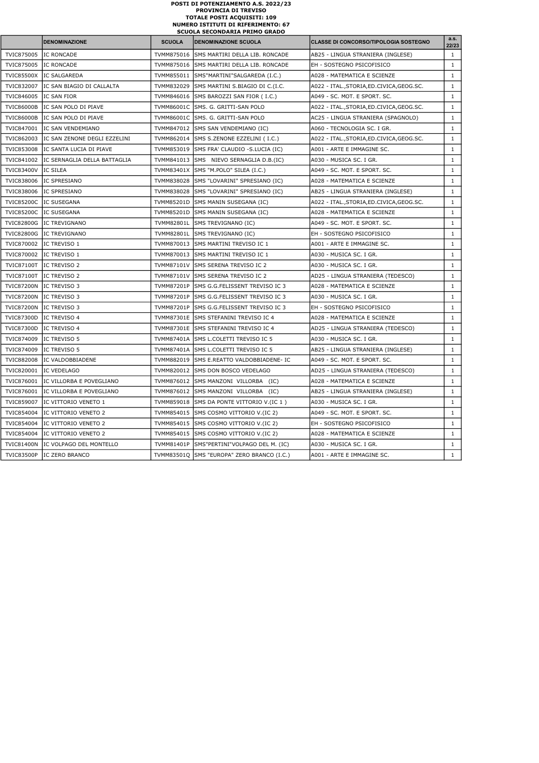**POSTI DI POTENZIAMENTO A.S. 2022/23**
**PROVINCIA DI TREVISO**
**TOTALE POSTI ACQUISITI: 109**
**NUMERO ISTITUTI DI RIFERIMENTO: 67**
**SCUOLA SECONDARIA PRIMO GRADO**

| | DENOMINAZIONE | SCUOLA | DENOMINAZIONE SCUOLA | CLASSE DI CONCORSO/TIPOLOGIA SOSTEGNO | a.s. 22/23 |
|---|---|---|---|---|---|
| TVIC875005 | IC RONCADE | TVMM875016 | SMS MARTIRI DELLA LIB. RONCADE | AB25 - LINGUA STRANIERA (INGLESE) | 1 |
| TVIC875005 | IC RONCADE | TVMM875016 | SMS MARTIRI DELLA LIB. RONCADE | EH - SOSTEGNO PSICOFISICO | 1 |
| TVIC85500X | IC SALGAREDA | TVMM855011 | SMS"MARTINI"SALGAREDA (I.C.) | A028 - MATEMATICA E SCIENZE | 1 |
| TVIC832007 | IC SAN BIAGIO DI CALLALTA | TVMM832029 | SMS MARTINI S.BIAGIO DI C.(I.C. | A022 - ITAL.,STORIA,ED.CIVICA,GEOG.SC. | 1 |
| TVIC846005 | IC SAN FIOR | TVMM846016 | SMS BAROZZI SAN FIOR ( I.C.) | A049 - SC. MOT. E SPORT. SC. | 1 |
| TVIC86000B | IC SAN POLO DI PIAVE | TVMM86001C | SMS. G. GRITTI-SAN POLO | A022 - ITAL.,STORIA,ED.CIVICA,GEOG.SC. | 1 |
| TVIC86000B | IC SAN POLO DI PIAVE | TVMM86001C | SMS. G. GRITTI-SAN POLO | AC25 - LINGUA STRANIERA (SPAGNOLO) | 1 |
| TVIC847001 | IC SAN VENDEMIANO | TVMM847012 | SMS SAN VENDEMIANO (IC) | A060 - TECNOLOGIA SC. I GR. | 1 |
| TVIC862003 | IC SAN ZENONE DEGLI EZZELINI | TVMM862014 | SMS S.ZENONE EZZELINI ( I.C.) | A022 - ITAL.,STORIA,ED.CIVICA,GEOG.SC. | 1 |
| TVIC853008 | IC SANTA LUCIA DI PIAVE | TVMM853019 | SMS FRA' CLAUDIO -S.LUCIA (IC) | A001 - ARTE E IMMAGINE SC. | 1 |
| TVIC841002 | IC SERNAGLIA DELLA BATTAGLIA | TVMM841013 | SMS NIEVO SERNAGLIA D.B.(IC) | A030 - MUSICA SC. I GR. | 1 |
| TVIC83400V | IC SILEA | TVMM83401X | SMS "M.POLO" SILEA (I.C.) | A049 - SC. MOT. E SPORT. SC. | 1 |
| TVIC838006 | IC SPRESIANO | TVMM838028 | SMS "LOVARINI" SPRESIANO (IC) | A028 - MATEMATICA E SCIENZE | 1 |
| TVIC838006 | IC SPRESIANO | TVMM838028 | SMS "LOVARINI" SPRESIANO (IC) | AB25 - LINGUA STRANIERA (INGLESE) | 1 |
| TVIC85200C | IC SUSEGANA | TVMM85201D | SMS MANIN SUSEGANA (IC) | A022 - ITAL.,STORIA,ED.CIVICA,GEOG.SC. | 1 |
| TVIC85200C | IC SUSEGANA | TVMM85201D | SMS MANIN SUSEGANA (IC) | A028 - MATEMATICA E SCIENZE | 1 |
| TVIC82800G | IC TREVIGNANO | TVMM82801L | SMS TREVIGNANO (IC) | A049 - SC. MOT. E SPORT. SC. | 1 |
| TVIC82800G | IC TREVIGNANO | TVMM82801L | SMS TREVIGNANO (IC) | EH - SOSTEGNO PSICOFISICO | 1 |
| TVIC870002 | IC TREVISO 1 | TVMM870013 | SMS MARTINI TREVISO IC 1 | A001 - ARTE E IMMAGINE SC. | 1 |
| TVIC870002 | IC TREVISO 1 | TVMM870013 | SMS MARTINI TREVISO IC 1 | A030 - MUSICA SC. I GR. | 1 |
| TVIC87100T | IC TREVISO 2 | TVMM87101V | SMS SERENA TREVISO IC 2 | A030 - MUSICA SC. I GR. | 1 |
| TVIC87100T | IC TREVISO 2 | TVMM87101V | SMS SERENA TREVISO IC 2 | AD25 - LINGUA STRANIERA (TEDESCO) | 1 |
| TVIC87200N | IC TREVISO 3 | TVMM87201P | SMS G.G.FELISSENT TREVISO IC 3 | A028 - MATEMATICA E SCIENZE | 1 |
| TVIC87200N | IC TREVISO 3 | TVMM87201P | SMS G.G.FELISSENT TREVISO IC 3 | A030 - MUSICA SC. I GR. | 1 |
| TVIC87200N | IC TREVISO 3 | TVMM87201P | SMS G.G.FELISSENT TREVISO IC 3 | EH - SOSTEGNO PSICOFISICO | 1 |
| TVIC87300D | IC TREVISO 4 | TVMM87301E | SMS STEFANINI TREVISO IC 4 | A028 - MATEMATICA E SCIENZE | 1 |
| TVIC87300D | IC TREVISO 4 | TVMM87301E | SMS STEFANINI TREVISO IC 4 | AD25 - LINGUA STRANIERA (TEDESCO) | 1 |
| TVIC874009 | IC TREVISO 5 | TVMM87401A | SMS L.COLETTI TREVISO IC 5 | A030 - MUSICA SC. I GR. | 1 |
| TVIC874009 | IC TREVISO 5 | TVMM87401A | SMS L.COLETTI TREVISO IC 5 | AB25 - LINGUA STRANIERA (INGLESE) | 1 |
| TVIC882008 | IC VALDOBBIADENE | TVMM882019 | SMS E.REATTO VALDOBBIADENE- IC | A049 - SC. MOT. E SPORT. SC. | 1 |
| TVIC820001 | IC VEDELAGO | TVMM820012 | SMS DON BOSCO VEDELAGO | AD25 - LINGUA STRANIERA (TEDESCO) | 1 |
| TVIC876001 | IC VILLORBA E POVEGLIANO | TVMM876012 | SMS MANZONI VILLORBA (IC) | A028 - MATEMATICA E SCIENZE | 1 |
| TVIC876001 | IC VILLORBA E POVEGLIANO | TVMM876012 | SMS MANZONI VILLORBA (IC) | AB25 - LINGUA STRANIERA (INGLESE) | 1 |
| TVIC859007 | IC VITTORIO VENETO 1 | TVMM859018 | SMS DA PONTE VITTORIO V.(IC 1 ) | A030 - MUSICA SC. I GR. | 1 |
| TVIC854004 | IC VITTORIO VENETO 2 | TVMM854015 | SMS COSMO VITTORIO V.(IC 2) | A049 - SC. MOT. E SPORT. SC. | 1 |
| TVIC854004 | IC VITTORIO VENETO 2 | TVMM854015 | SMS COSMO VITTORIO V.(IC 2) | EH - SOSTEGNO PSICOFISICO | 1 |
| TVIC854004 | IC VITTORIO VENETO 2 | TVMM854015 | SMS COSMO VITTORIO V.(IC 2) | A028 - MATEMATICA E SCIENZE | 1 |
| TVIC81400N | IC VOLPAGO DEL MONTELLO | TVMM81401P | SMS"PERTINI"VOLPAGO DEL M. (IC) | A030 - MUSICA SC. I GR. | 1 |
| TVIC83500P | IC ZERO BRANCO | TVMM83501Q | SMS "EUROPA" ZERO BRANCO (I.C.) | A001 - ARTE E IMMAGINE SC. | 1 |